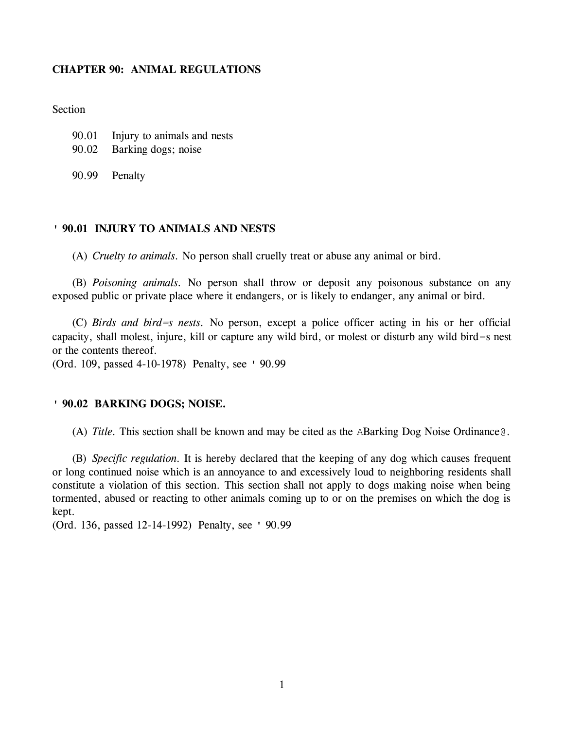# CHAPTER 90: ANIMAL REGULATIONS

Section

90.01 Injury to animals and nests
90.02 Barking dogs; noise

90.99 Penalty

## ' 90.01 INJURY TO ANIMALS AND NESTS

(A) *Cruelty to animals.* No person shall cruelly treat or abuse any animal or bird.

(B) *Poisoning animals.* No person shall throw or deposit any poisonous substance on any exposed public or private place where it endangers, or is likely to endanger, any animal or bird.

(C) *Birds and bird=s nests.* No person, except a police officer acting in his or her official capacity, shall molest, injure, kill or capture any wild bird, or molest or disturb any wild bird=s nest or the contents thereof.
(Ord. 109, passed 4-10-1978) Penalty, see ' 90.99

## ' 90.02 BARKING DOGS; NOISE.

(A) *Title.* This section shall be known and may be cited as the ABarking Dog Noise Ordinance@.

(B) *Specific regulation.* It is hereby declared that the keeping of any dog which causes frequent or long continued noise which is an annoyance to and excessively loud to neighboring residents shall constitute a violation of this section. This section shall not apply to dogs making noise when being tormented, abused or reacting to other animals coming up to or on the premises on which the dog is kept.
(Ord. 136, passed 12-14-1992) Penalty, see ' 90.99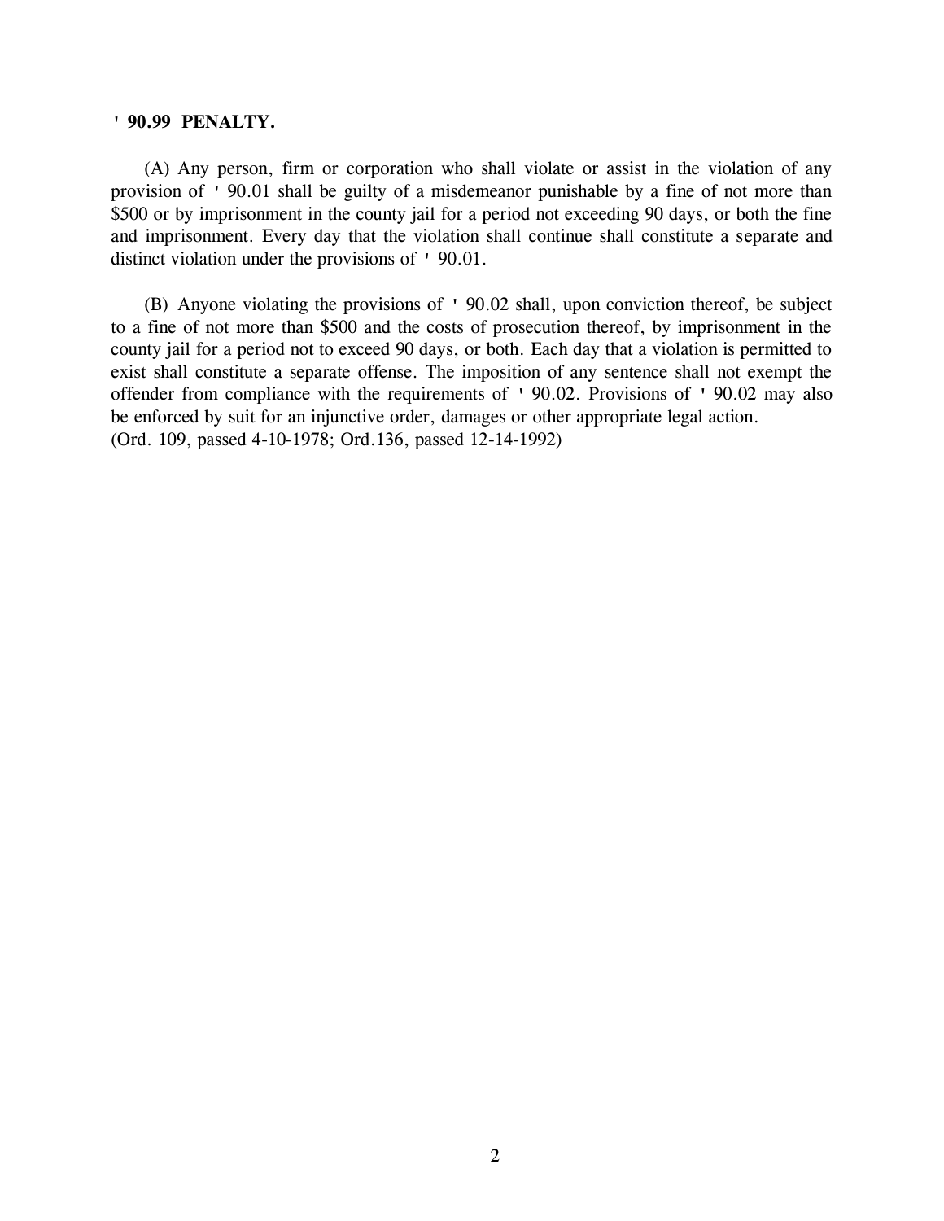**' 90.99 PENALTY.**

(A) Any person, firm or corporation who shall violate or assist in the violation of any provision of ' 90.01 shall be guilty of a misdemeanor punishable by a fine of not more than $500 or by imprisonment in the county jail for a period not exceeding 90 days, or both the fine and imprisonment. Every day that the violation shall continue shall constitute a separate and distinct violation under the provisions of ' 90.01.

(B) Anyone violating the provisions of ' 90.02 shall, upon conviction thereof, be subject to a fine of not more than $500 and the costs of prosecution thereof, by imprisonment in the county jail for a period not to exceed 90 days, or both. Each day that a violation is permitted to exist shall constitute a separate offense. The imposition of any sentence shall not exempt the offender from compliance with the requirements of ' 90.02. Provisions of ' 90.02 may also be enforced by suit for an injunctive order, damages or other appropriate legal action.
(Ord. 109, passed 4-10-1978; Ord.136, passed 12-14-1992)